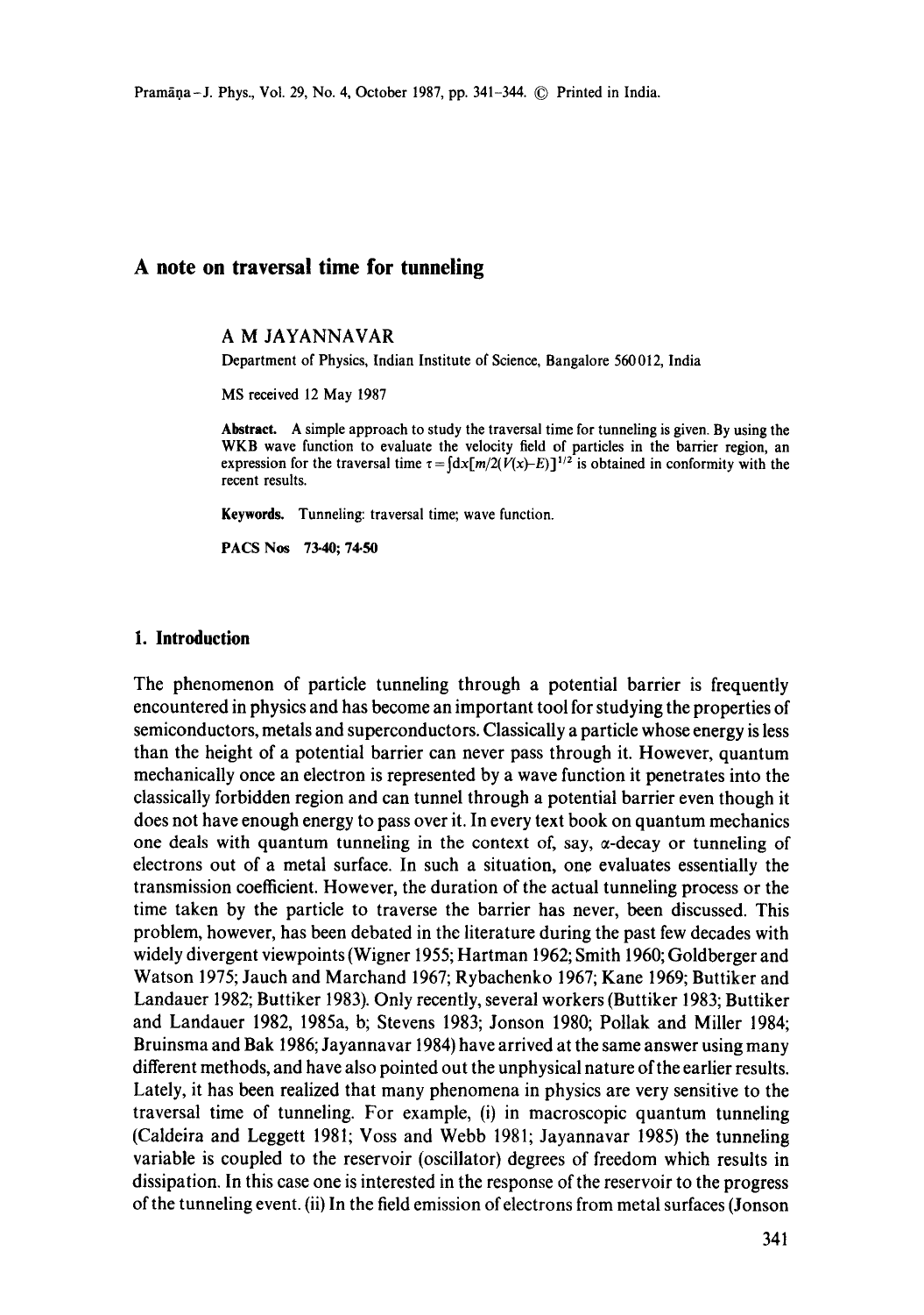# A note on traversal time for tunneling

A M JAYANNAVAR

Department of Physics, Indian Institute of Science, Bangalore 560012, India

MS received 12 May 1987

**Abstract.** A simple approach to study the traversal time for tunneling is given. By using the WKB wave function to evaluate the velocity field of particles in the barrier region, an expression for the traversal time $\tau = \int dx[m/2(V(x)-E)]^{1/2}$ is obtained in conformity with the recent results.

**Keywords.** Tunneling: traversal time; wave function.

**PACS Nos** 73·40; 74·50

## 1. Introduction

The phenomenon of particle tunneling through a potential barrier is frequently encountered in physics and has become an important tool for studying the properties of semiconductors, metals and superconductors. Classically a particle whose energy is less than the height of a potential barrier can never pass through it. However, quantum mechanically once an electron is represented by a wave function it penetrates into the classically forbidden region and can tunnel through a potential barrier even though it does not have enough energy to pass over it. In every text book on quantum mechanics one deals with quantum tunneling in the context of, say, $\alpha$-decay or tunneling of electrons out of a metal surface. In such a situation, one evaluates essentially the transmission coefficient. However, the duration of the actual tunneling process or the time taken by the particle to traverse the barrier has never, been discussed. This problem, however, has been debated in the literature during the past few decades with widely divergent viewpoints (Wigner 1955; Hartman 1962; Smith 1960; Goldberger and Watson 1975; Jauch and Marchand 1967; Rybachenko 1967; Kane 1969; Buttiker and Landauer 1982; Buttiker 1983). Only recently, several workers (Buttiker 1983; Buttiker and Landauer 1982, 1985a, b; Stevens 1983; Jonson 1980; Pollak and Miller 1984; Bruinsma and Bak 1986; Jayannavar 1984) have arrived at the same answer using many different methods, and have also pointed out the unphysical nature of the earlier results. Lately, it has been realized that many phenomena in physics are very sensitive to the traversal time of tunneling. For example, (i) in macroscopic quantum tunneling (Caldeira and Leggett 1981; Voss and Webb 1981; Jayannavar 1985) the tunneling variable is coupled to the reservoir (oscillator) degrees of freedom which results in dissipation. In this case one is interested in the response of the reservoir to the progress of the tunneling event. (ii) In the field emission of electrons from metal surfaces (Jonson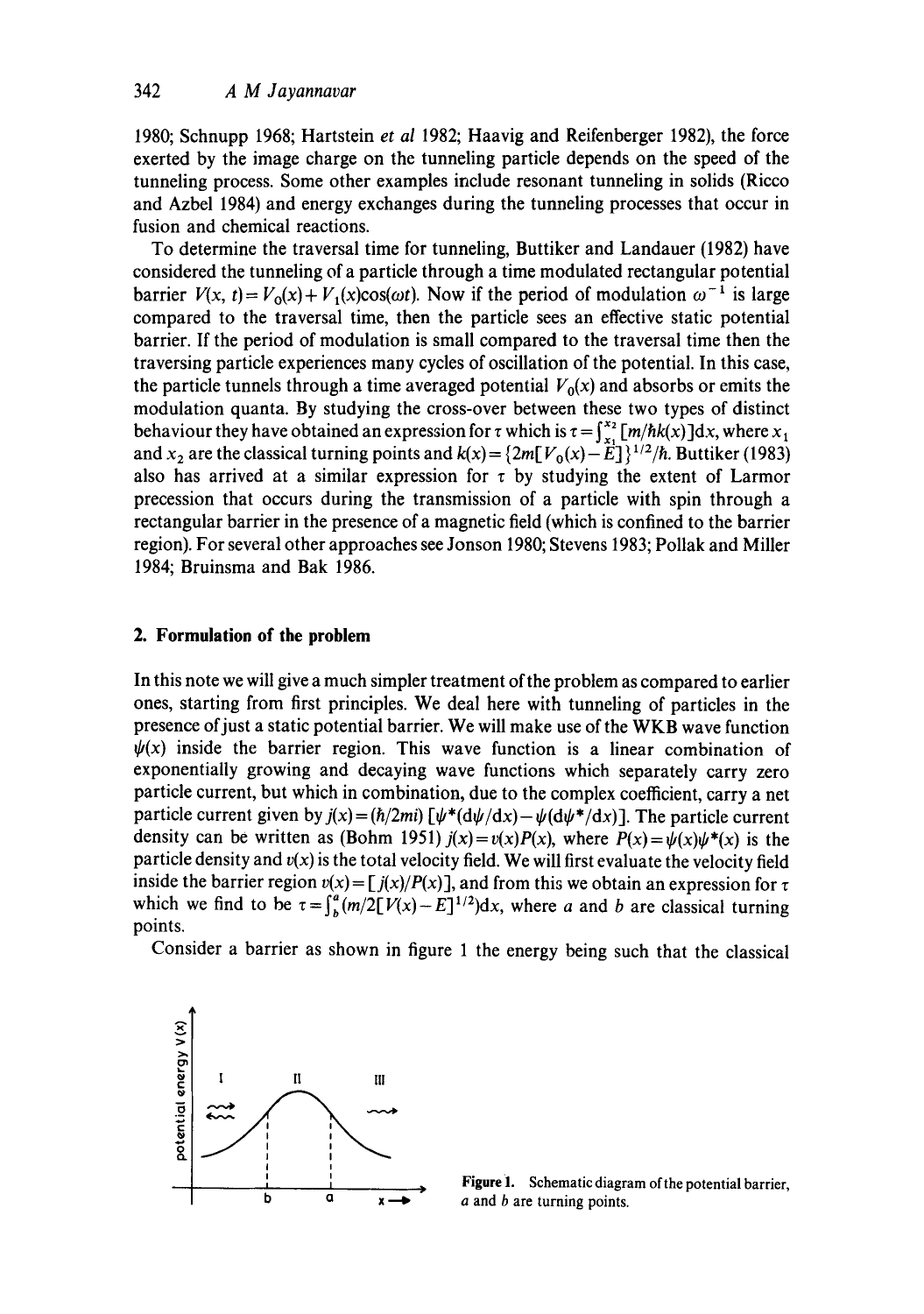1980; Schnupp 1968; Hartstein *et al* 1982; Haavig and Reifenberger 1982), the force exerted by the image charge on the tunneling particle depends on the speed of the tunneling process. Some other examples include resonant tunneling in solids (Ricco and Azbel 1984) and energy exchanges during the tunneling processes that occur in fusion and chemical reactions.

To determine the traversal time for tunneling, Buttiker and Landauer (1982) have considered the tunneling of a particle through a time modulated rectangular potential barrier $V(x, t) = V_0(x) + V_1(x)\cos(\omega t)$. Now if the period of modulation $\omega^{-1}$ is large compared to the traversal time, then the particle sees an effective static potential barrier. If the period of modulation is small compared to the traversal time then the traversing particle experiences many cycles of oscillation of the potential. In this case, the particle tunnels through a time averaged potential $V_0(x)$ and absorbs or emits the modulation quanta. By studying the cross-over between these two types of distinct behaviour they have obtained an expression for $\tau$ which is $\tau = \int_{x_1}^{x_2} [m/\hbar k(x)]\mathrm{d}x$, where $x_1$ and $x_2$ are the classical turning points and $k(x) = \{2m[V_0(x) - E]\}^{1/2}/\hbar$. Buttiker (1983) also has arrived at a similar expression for $\tau$ by studying the extent of Larmor precession that occurs during the transmission of a particle with spin through a rectangular barrier in the presence of a magnetic field (which is confined to the barrier region). For several other approaches see Jonson 1980; Stevens 1983; Pollak and Miller 1984; Bruinsma and Bak 1986.

## 2. Formulation of the problem

In this note we will give a much simpler treatment of the problem as compared to earlier ones, starting from first principles. We deal here with tunneling of particles in the presence of just a static potential barrier. We will make use of the WKB wave function $\psi(x)$ inside the barrier region. This wave function is a linear combination of exponentially growing and decaying wave functions which separately carry zero particle current, but which in combination, due to the complex coefficient, carry a net particle current given by $j(x) = (\hbar/2mi)\,[\psi^*(\mathrm{d}\psi/\mathrm{d}x) - \psi(\mathrm{d}\psi^*/\mathrm{d}x)]$. The particle current density can be written as (Bohm 1951) $j(x) = v(x)P(x)$, where $P(x) = \psi(x)\psi^*(x)$ is the particle density and $v(x)$ is the total velocity field. We will first evaluate the velocity field inside the barrier region $v(x) = [j(x)/P(x)]$, and from this we obtain an expression for $\tau$ which we find to be $\tau = \int_b^a (m/2[V(x) - E]^{1/2})\mathrm{d}x$, where $a$ and $b$ are classical turning points.

Consider a barrier as shown in figure 1 the energy being such that the classical

**Figure 1.** Schematic diagram of the potential barrier, $a$ and $b$ are turning points.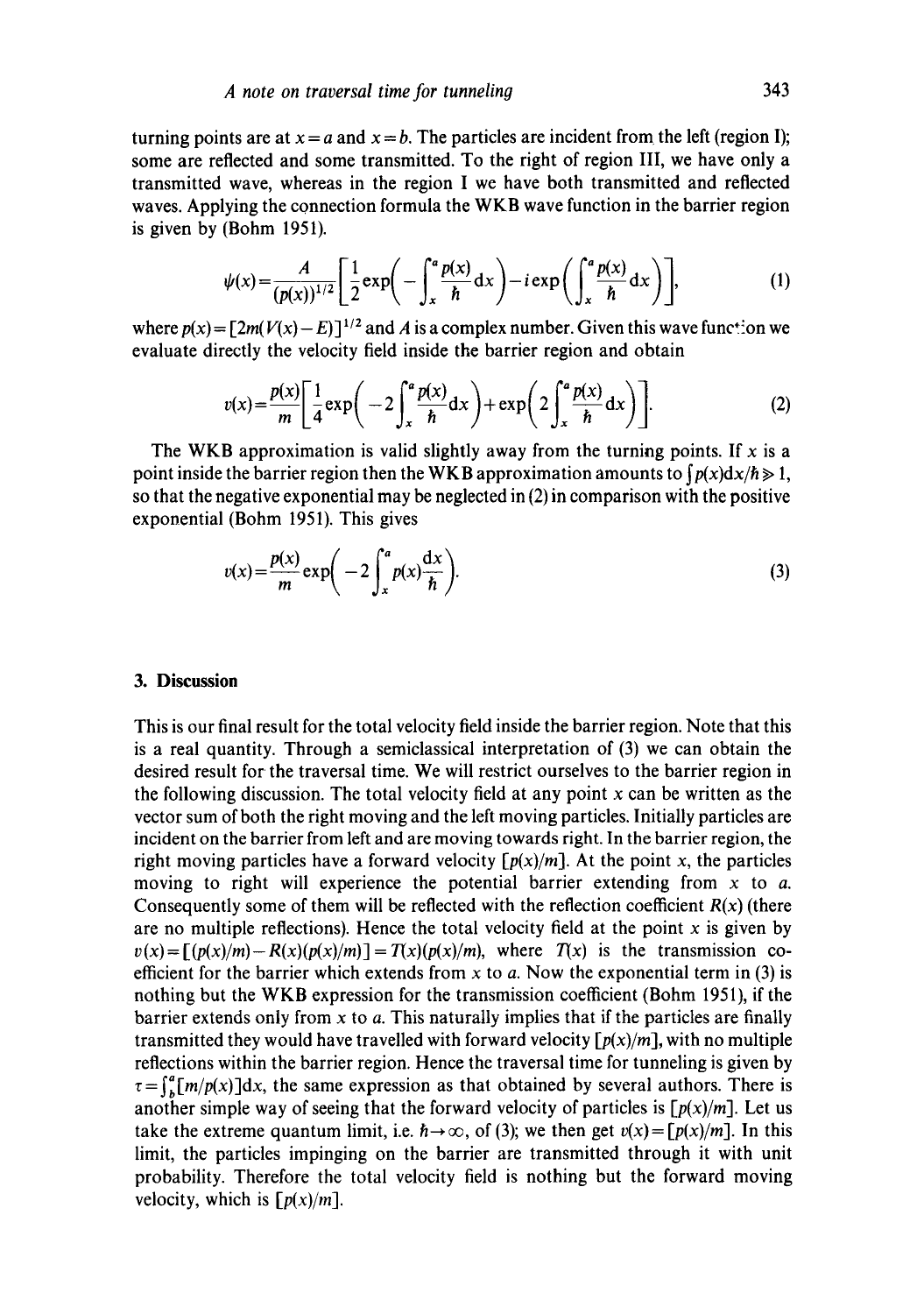turning points are at $x = a$ and $x = b$. The particles are incident from the left (region I); some are reflected and some transmitted. To the right of region III, we have only a transmitted wave, whereas in the region I we have both transmitted and reflected waves. Applying the connection formula the WKB wave function in the barrier region is given by (Bohm 1951).

$$\psi(x) = \frac{A}{(p(x))^{1/2}} \left[ \frac{1}{2} \exp\left( -\int_x^a \frac{p(x)}{\hbar} \mathrm{d}x \right) - i \exp\left( \left( \int_x^a \frac{p(x)}{\hbar} \mathrm{d}x \right) \right) \right], \tag{1}$$

where $p(x) = [2m(V(x) - E)]^{1/2}$ and $A$ is a complex number. Given this wave function we evaluate directly the velocity field inside the barrier region and obtain

$$v(x) = \frac{p(x)}{m} \left[ \frac{1}{4} \exp\left( -2 \int_x^a \frac{p(x)}{\hbar} \mathrm{d}x \right) + \exp\left( 2 \int_x^a \frac{p(x)}{\hbar} \mathrm{d}x \right) \right]. \tag{2}$$

The WKB approximation is valid slightly away from the turning points. If $x$ is a point inside the barrier region then the WKB approximation amounts to $\int p(x)\mathrm{d}x/\hbar \gg 1$, so that the negative exponential may be neglected in (2) in comparison with the positive exponential (Bohm 1951). This gives

$$v(x) = \frac{p(x)}{m} \exp\left( -2 \int_x^a p(x) \frac{\mathrm{d}x}{\hbar} \right). \tag{3}$$

## 3. Discussion

This is our final result for the total velocity field inside the barrier region. Note that this is a real quantity. Through a semiclassical interpretation of (3) we can obtain the desired result for the traversal time. We will restrict ourselves to the barrier region in the following discussion. The total velocity field at any point $x$ can be written as the vector sum of both the right moving and the left moving particles. Initially particles are incident on the barrier from left and are moving towards right. In the barrier region, the right moving particles have a forward velocity $[p(x)/m]$. At the point $x$, the particles moving to right will experience the potential barrier extending from $x$ to $a$. Consequently some of them will be reflected with the reflection coefficient $R(x)$ (there are no multiple reflections). Hence the total velocity field at the point $x$ is given by $v(x) = [(p(x)/m) - R(x)(p(x)/m)] = T(x)(p(x)/m)$, where $T(x)$ is the transmission coefficient for the barrier which extends from $x$ to $a$. Now the exponential term in (3) is nothing but the WKB expression for the transmission coefficient (Bohm 1951), if the barrier extends only from $x$ to $a$. This naturally implies that if the particles are finally transmitted they would have travelled with forward velocity $[p(x)/m]$, with no multiple reflections within the barrier region. Hence the traversal time for tunneling is given by $\tau = \int_b^a [m/p(x)]\mathrm{d}x$, the same expression as that obtained by several authors. There is another simple way of seeing that the forward velocity of particles is $[p(x)/m]$. Let us take the extreme quantum limit, i.e. $\hbar \to \infty$, of (3); we then get $v(x) = [p(x)/m]$. In this limit, the particles impinging on the barrier are transmitted through it with unit probability. Therefore the total velocity field is nothing but the forward moving velocity, which is $[p(x)/m]$.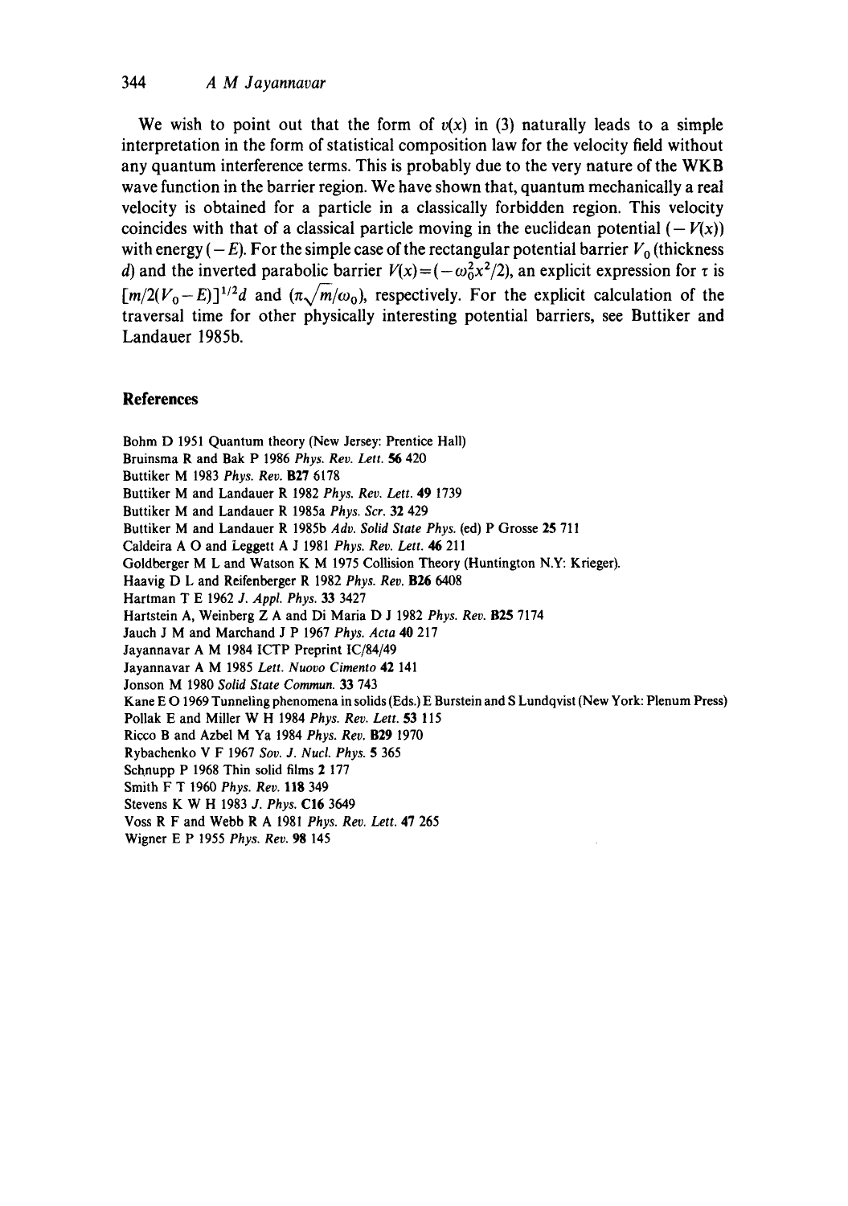We wish to point out that the form of $v(x)$ in (3) naturally leads to a simple interpretation in the form of statistical composition law for the velocity field without any quantum interference terms. This is probably due to the very nature of the WKB wave function in the barrier region. We have shown that, quantum mechanically a real velocity is obtained for a particle in a classically forbidden region. This velocity coincides with that of a classical particle moving in the euclidean potential $(-V(x))$ with energy $(-E)$. For the simple case of the rectangular potential barrier $V_0$ (thickness $d$) and the inverted parabolic barrier $V(x) = (-\omega_0^2 x^2/2)$, an explicit expression for $\tau$ is $[m/2(V_0 - E)]^{1/2} d$ and $(\pi\sqrt{m}/\omega_0)$, respectively. For the explicit calculation of the traversal time for other physically interesting potential barriers, see Buttiker and Landauer 1985b.

## References

Bohm D 1951 Quantum theory (New Jersey: Prentice Hall)

Bruinsma R and Bak P 1986 *Phys. Rev. Lett.* **56** 420

Buttiker M 1983 *Phys. Rev.* **B27** 6178

Buttiker M and Landauer R 1982 *Phys. Rev. Lett.* **49** 1739

Buttiker M and Landauer R 1985a *Phys. Scr.* **32** 429

Buttiker M and Landauer R 1985b *Adv. Solid State Phys.* (ed) P Grosse **25** 711

Caldeira A O and Leggett A J 1981 *Phys. Rev. Lett.* **46** 211

Goldberger M L and Watson K M 1975 Collision Theory (Huntington N.Y: Krieger).

Haavig D L and Reifenberger R 1982 *Phys. Rev.* **B26** 6408

Hartman T E 1962 *J. Appl. Phys.* **33** 3427

Hartstein A, Weinberg Z A and Di Maria D J 1982 *Phys. Rev.* **B25** 7174

Jauch J M and Marchand J P 1967 *Phys. Acta* **40** 217

Jayannavar A M 1984 ICTP Preprint IC/84/49

Jayannavar A M 1985 *Lett. Nuovo Cimento* **42** 141

Jonson M 1980 *Solid State Commun.* **33** 743

Kane E O 1969 Tunneling phenomena in solids (Eds.) E Burstein and S Lundqvist (New York: Plenum Press)

Pollak E and Miller W H 1984 *Phys. Rev. Lett.* **53** 115

Ricco B and Azbel M Ya 1984 *Phys. Rev.* **B29** 1970

Rybachenko V F 1967 *Sov. J. Nucl. Phys.* **5** 365

Schnupp P 1968 Thin solid films **2** 177

Smith F T 1960 *Phys. Rev.* **118** 349

Stevens K W H 1983 *J. Phys.* **C16** 3649

Voss R F and Webb R A 1981 *Phys. Rev. Lett.* **47** 265

Wigner E P 1955 *Phys. Rev.* **98** 145